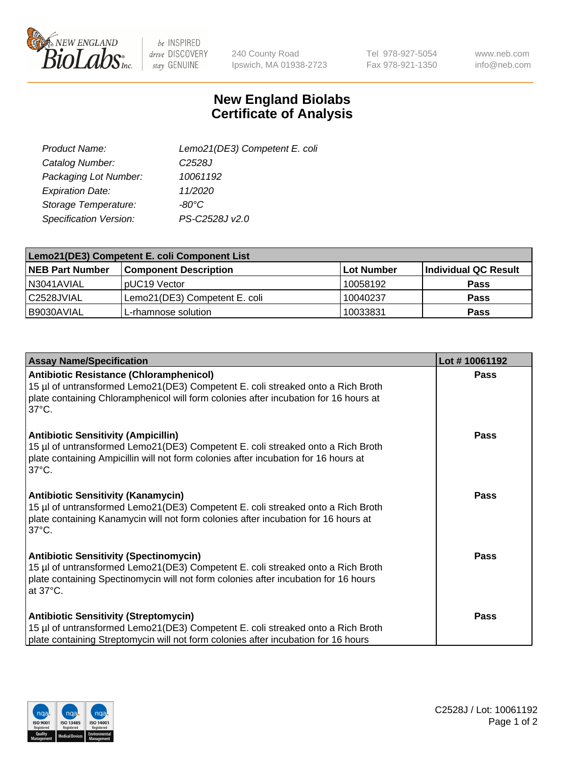# New England Biolabs Certificate of Analysis

| | |
|---|---|
| Product Name: | Lemo21(DE3) Competent E. coli |
| Catalog Number: | C2528J |
| Packaging Lot Number: | 10061192 |
| Expiration Date: | 11/2020 |
| Storage Temperature: | -80°C |
| Specification Version: | PS-C2528J v2.0 |

| Lemo21(DE3) Competent E. coli Component List | | | |
|---|---|---|---|
| **NEB Part Number** | **Component Description** | **Lot Number** | **Individual QC Result** |
| N3041AVIAL | pUC19 Vector | 10058192 | **Pass** |
| C2528JVIAL | Lemo21(DE3) Competent E. coli | 10040237 | **Pass** |
| B9030AVIAL | L-rhamnose solution | 10033831 | **Pass** |

| Assay Name/Specification | Lot # 10061192 |
|---|---|
| **Antibiotic Resistance (Chloramphenicol)**<br>15 µl of untransformed Lemo21(DE3) Competent E. coli streaked onto a Rich Broth plate containing Chloramphenicol will form colonies after incubation for 16 hours at 37°C. | **Pass** |
| **Antibiotic Sensitivity (Ampicillin)**<br>15 µl of untransformed Lemo21(DE3) Competent E. coli streaked onto a Rich Broth plate containing Ampicillin will not form colonies after incubation for 16 hours at 37°C. | **Pass** |
| **Antibiotic Sensitivity (Kanamycin)**<br>15 µl of untransformed Lemo21(DE3) Competent E. coli streaked onto a Rich Broth plate containing Kanamycin will not form colonies after incubation for 16 hours at 37°C. | **Pass** |
| **Antibiotic Sensitivity (Spectinomycin)**<br>15 µl of untransformed Lemo21(DE3) Competent E. coli streaked onto a Rich Broth plate containing Spectinomycin will not form colonies after incubation for 16 hours at 37°C. | **Pass** |
| **Antibiotic Sensitivity (Streptomycin)**<br>15 µl of untransformed Lemo21(DE3) Competent E. coli streaked onto a Rich Broth plate containing Streptomycin will not form colonies after incubation for 16 hours | **Pass** |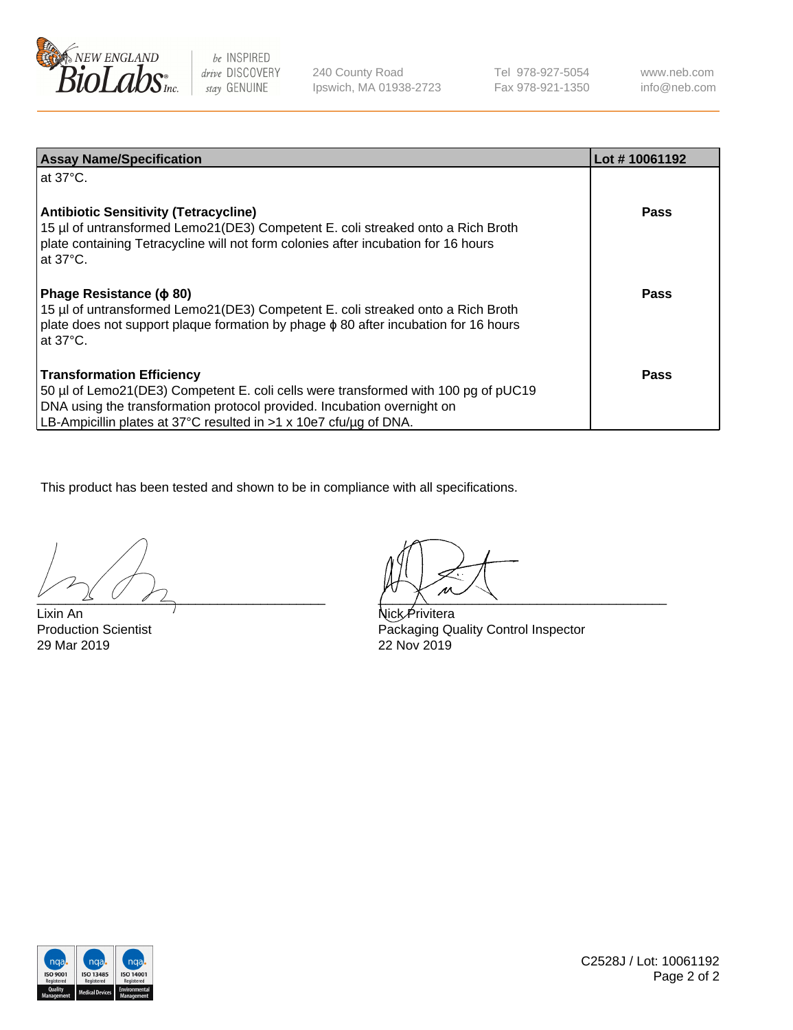| Assay Name/Specification | Lot # 10061192 |
|---|---|
| at 37°C. | |
| **Antibiotic Sensitivity (Tetracycline)**<br>15 µl of untransformed Lemo21(DE3) Competent E. coli streaked onto a Rich Broth plate containing Tetracycline will not form colonies after incubation for 16 hours at 37°C. | **Pass** |
| **Phage Resistance (ϕ 80)**<br>15 µl of untransformed Lemo21(DE3) Competent E. coli streaked onto a Rich Broth plate does not support plaque formation by phage ϕ 80 after incubation for 16 hours at 37°C. | **Pass** |
| **Transformation Efficiency**<br>50 µl of Lemo21(DE3) Competent E. coli cells were transformed with 100 pg of pUC19 DNA using the transformation protocol provided. Incubation overnight on LB-Ampicillin plates at 37°C resulted in >1 x 10e7 cfu/µg of DNA. | **Pass** |

This product has been tested and shown to be in compliance with all specifications.

Lixin An
Production Scientist
29 Mar 2019

Nick Privitera
Packaging Quality Control Inspector
22 Nov 2019

C2528J / Lot: 10061192